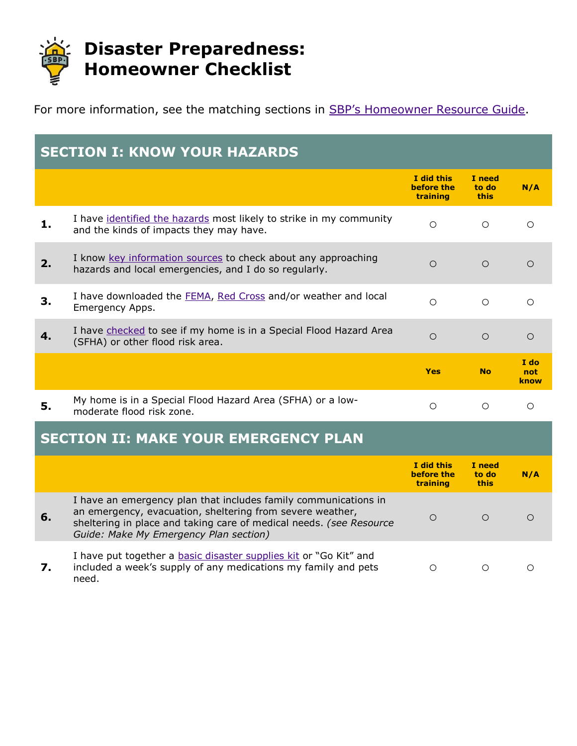# Disaster Preparedness: Homeowner Checklist

For more information, see the matching sections in SBP's Homeowner Resource Guide.

## SECTION I: KNOW YOUR HAZARDS

| | | I did this before the training | I need to do this | N/A |
|---|---|---|---|---|
| **1.** | I have identified the hazards most likely to strike in my community and the kinds of impacts they may have. | ○ | ○ | ○ |
| **2.** | I know key information sources to check about any approaching hazards and local emergencies, and I do so regularly. | ○ | ○ | ○ |
| **3.** | I have downloaded the FEMA, Red Cross and/or weather and local Emergency Apps. | ○ | ○ | ○ |
| **4.** | I have checked to see if my home is in a Special Flood Hazard Area (SFHA) or other flood risk area. | ○ | ○ | ○ |

| | | Yes | No | I do not know |
|---|---|---|---|---|
| **5.** | My home is in a Special Flood Hazard Area (SFHA) or a low-moderate flood risk zone. | ○ | ○ | ○ |

## SECTION II: MAKE YOUR EMERGENCY PLAN

| | | I did this before the training | I need to do this | N/A |
|---|---|---|---|---|
| **6.** | I have an emergency plan that includes family communications in an emergency, evacuation, sheltering from severe weather, sheltering in place and taking care of medical needs. *(see Resource Guide: Make My Emergency Plan section)* | ○ | ○ | ○ |
| **7.** | I have put together a basic disaster supplies kit or "Go Kit" and included a week's supply of any medications my family and pets need. | ○ | ○ | ○ |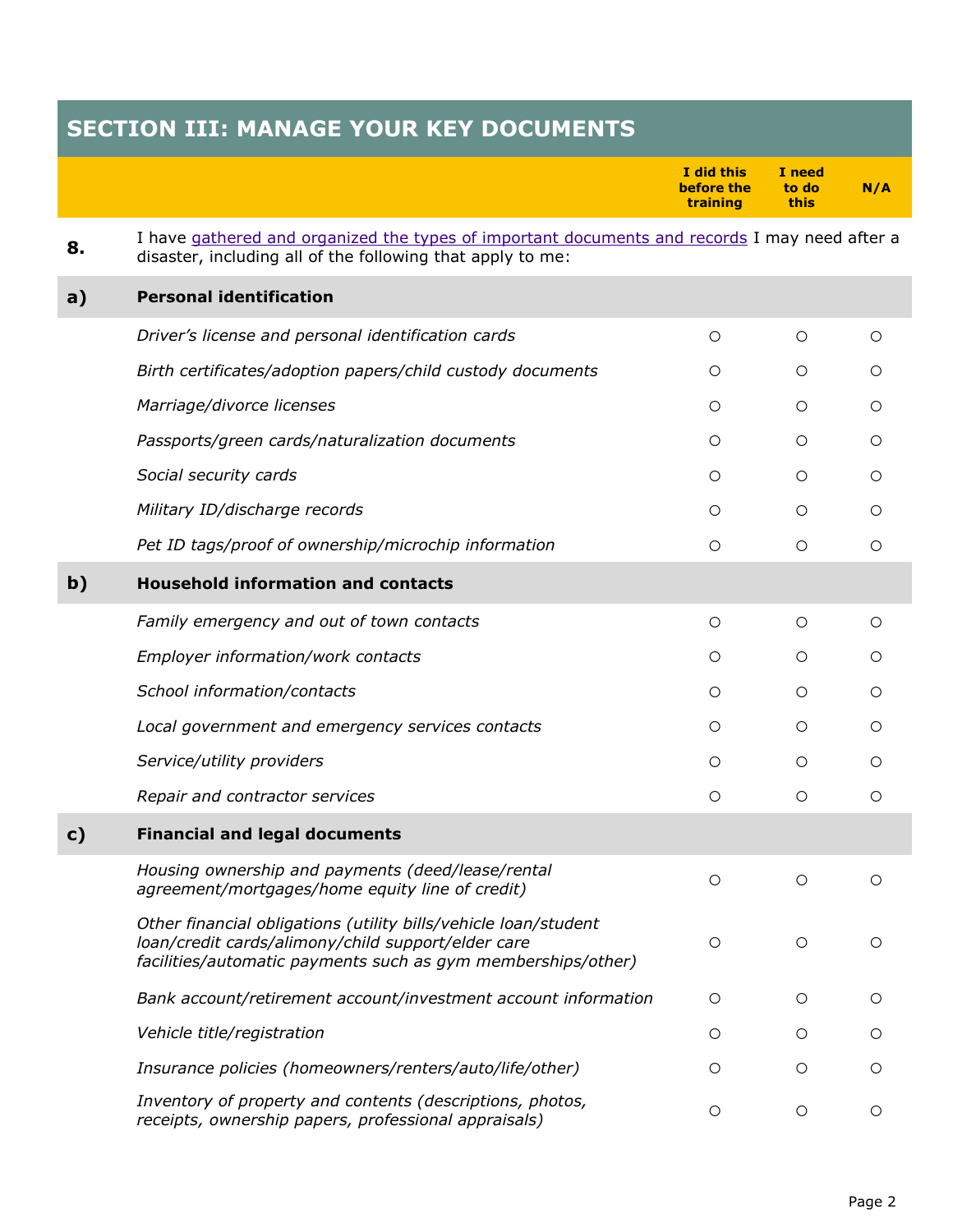## SECTION III: MANAGE YOUR KEY DOCUMENTS

| | | I did this before the training | I need to do this | N/A |
|---|---|---|---|---|
| **8.** | I have gathered and organized the types of important documents and records I may need after a disaster, including all of the following that apply to me: | | | |
| **a)** | **Personal identification** | | | |
| | *Driver's license and personal identification cards* | ○ | ○ | ○ |
| | *Birth certificates/adoption papers/child custody documents* | ○ | ○ | ○ |
| | *Marriage/divorce licenses* | ○ | ○ | ○ |
| | *Passports/green cards/naturalization documents* | ○ | ○ | ○ |
| | *Social security cards* | ○ | ○ | ○ |
| | *Military ID/discharge records* | ○ | ○ | ○ |
| | *Pet ID tags/proof of ownership/microchip information* | ○ | ○ | ○ |
| **b)** | **Household information and contacts** | | | |
| | *Family emergency and out of town contacts* | ○ | ○ | ○ |
| | *Employer information/work contacts* | ○ | ○ | ○ |
| | *School information/contacts* | ○ | ○ | ○ |
| | *Local government and emergency services contacts* | ○ | ○ | ○ |
| | *Service/utility providers* | ○ | ○ | ○ |
| | *Repair and contractor services* | ○ | ○ | ○ |
| **c)** | **Financial and legal documents** | | | |
| | *Housing ownership and payments (deed/lease/rental agreement/mortgages/home equity line of credit)* | ○ | ○ | ○ |
| | *Other financial obligations (utility bills/vehicle loan/student loan/credit cards/alimony/child support/elder care facilities/automatic payments such as gym memberships/other)* | ○ | ○ | ○ |
| | *Bank account/retirement account/investment account information* | ○ | ○ | ○ |
| | *Vehicle title/registration* | ○ | ○ | ○ |
| | *Insurance policies (homeowners/renters/auto/life/other)* | ○ | ○ | ○ |
| | *Inventory of property and contents (descriptions, photos, receipts, ownership papers, professional appraisals)* | ○ | ○ | ○ |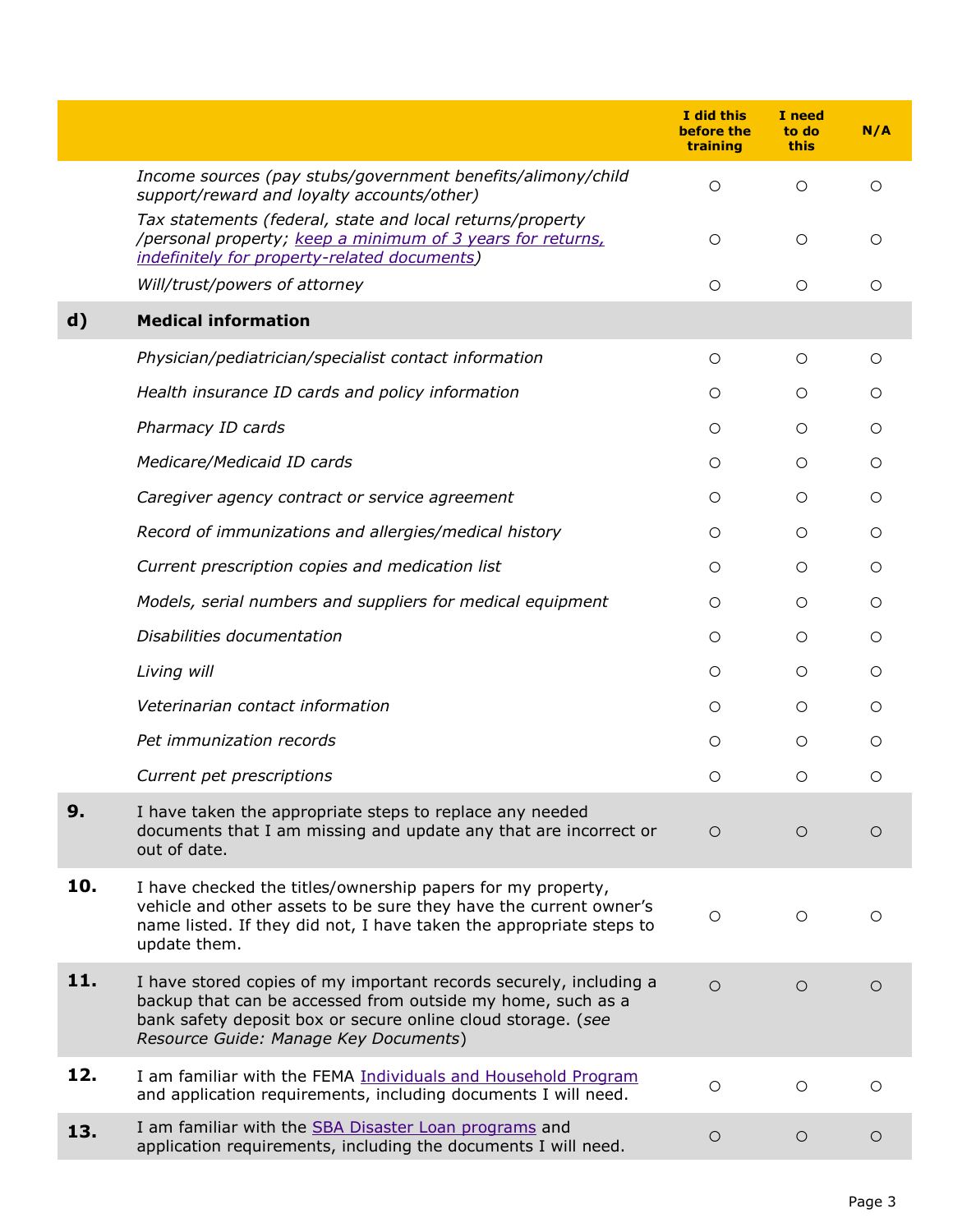| | | I did this before the training | I need to do this | N/A |
|---|---|---|---|---|
| | *Income sources (pay stubs/government benefits/alimony/child support/reward and loyalty accounts/other)* | ○ | ○ | ○ |
| | *Tax statements (federal, state and local returns/property /personal property; keep a minimum of 3 years for returns, indefinitely for property-related documents)* | ○ | ○ | ○ |
| | *Will/trust/powers of attorney* | ○ | ○ | ○ |
| **d)** | **Medical information** | | | |
| | *Physician/pediatrician/specialist contact information* | ○ | ○ | ○ |
| | *Health insurance ID cards and policy information* | ○ | ○ | ○ |
| | *Pharmacy ID cards* | ○ | ○ | ○ |
| | *Medicare/Medicaid ID cards* | ○ | ○ | ○ |
| | *Caregiver agency contract or service agreement* | ○ | ○ | ○ |
| | *Record of immunizations and allergies/medical history* | ○ | ○ | ○ |
| | *Current prescription copies and medication list* | ○ | ○ | ○ |
| | *Models, serial numbers and suppliers for medical equipment* | ○ | ○ | ○ |
| | *Disabilities documentation* | ○ | ○ | ○ |
| | *Living will* | ○ | ○ | ○ |
| | *Veterinarian contact information* | ○ | ○ | ○ |
| | *Pet immunization records* | ○ | ○ | ○ |
| | *Current pet prescriptions* | ○ | ○ | ○ |
| **9.** | I have taken the appropriate steps to replace any needed documents that I am missing and update any that are incorrect or out of date. | ○ | ○ | ○ |
| **10.** | I have checked the titles/ownership papers for my property, vehicle and other assets to be sure they have the current owner's name listed. If they did not, I have taken the appropriate steps to update them. | ○ | ○ | ○ |
| **11.** | I have stored copies of my important records securely, including a backup that can be accessed from outside my home, such as a bank safety deposit box or secure online cloud storage. (*see Resource Guide: Manage Key Documents*) | ○ | ○ | ○ |
| **12.** | I am familiar with the FEMA Individuals and Household Program and application requirements, including documents I will need. | ○ | ○ | ○ |
| **13.** | I am familiar with the SBA Disaster Loan programs and application requirements, including the documents I will need. | ○ | ○ | ○ |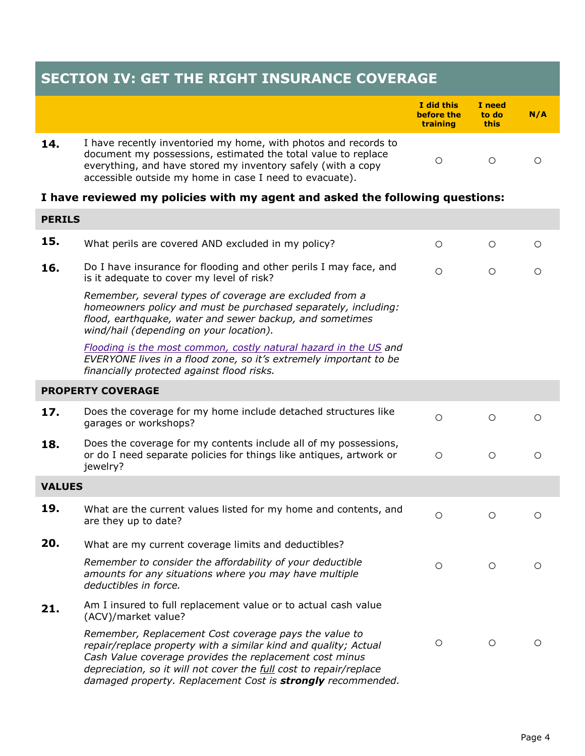## SECTION IV: GET THE RIGHT INSURANCE COVERAGE

| | | I did this before the training | I need to do this | N/A |
|---|---|---|---|---|
| **14.** | I have recently inventoried my home, with photos and records to document my possessions, estimated the total value to replace everything, and have stored my inventory safely (with a copy accessible outside my home in case I need to evacuate). | ○ | ○ | ○ |

**I have reviewed my policies with my agent and asked the following questions:**

| | | I did this before the training | I need to do this | N/A |
|---|---|---|---|---|
| **PERILS** | | | | |
| **15.** | What perils are covered AND excluded in my policy? | ○ | ○ | ○ |
| **16.** | Do I have insurance for flooding and other perils I may face, and is it adequate to cover my level of risk?<br>*Remember, several types of coverage are excluded from a homeowners policy and must be purchased separately, including: flood, earthquake, water and sewer backup, and sometimes wind/hail (depending on your location).*<br>*Flooding is the most common, costly natural hazard in the US and EVERYONE lives in a flood zone, so it's extremely important to be financially protected against flood risks.* | ○ | ○ | ○ |
| **PROPERTY COVERAGE** | | | | |
| **17.** | Does the coverage for my home include detached structures like garages or workshops? | ○ | ○ | ○ |
| **18.** | Does the coverage for my contents include all of my possessions, or do I need separate policies for things like antiques, artwork or jewelry? | ○ | ○ | ○ |
| **VALUES** | | | | |
| **19.** | What are the current values listed for my home and contents, and are they up to date? | ○ | ○ | ○ |
| **20.** | What are my current coverage limits and deductibles?<br>*Remember to consider the affordability of your deductible amounts for any situations where you may have multiple deductibles in force.* | ○ | ○ | ○ |
| **21.** | Am I insured to full replacement value or to actual cash value (ACV)/market value?<br>*Remember, Replacement Cost coverage pays the value to repair/replace property with a similar kind and quality; Actual Cash Value coverage provides the replacement cost minus depreciation, so it will not cover the full cost to repair/replace damaged property. Replacement Cost is **strongly** recommended.* | ○ | ○ | ○ |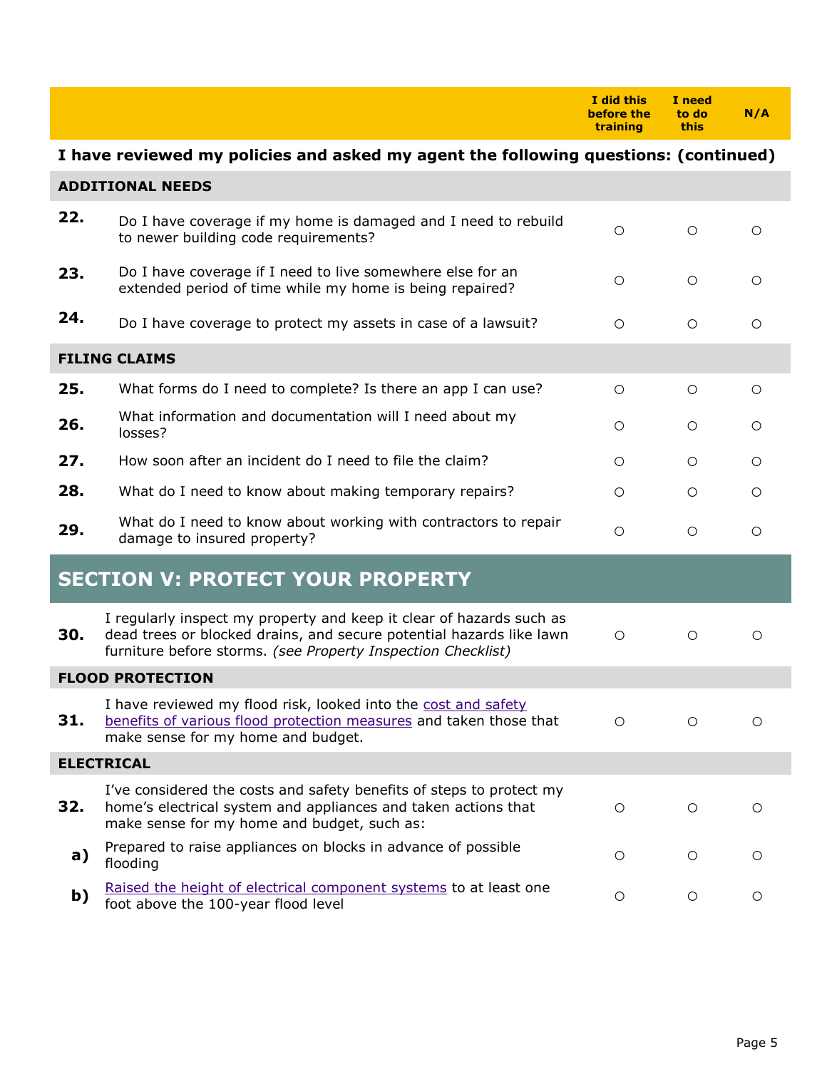| | | I did this before the training | I need to do this | N/A |
|---|---|---|---|---|
| **I have reviewed my policies and asked my agent the following questions: (continued)** | | | | |
| **ADDITIONAL NEEDS** | | | | |
| **22.** | Do I have coverage if my home is damaged and I need to rebuild to newer building code requirements? | ○ | ○ | ○ |
| **23.** | Do I have coverage if I need to live somewhere else for an extended period of time while my home is being repaired? | ○ | ○ | ○ |
| **24.** | Do I have coverage to protect my assets in case of a lawsuit? | ○ | ○ | ○ |
| **FILING CLAIMS** | | | | |
| **25.** | What forms do I need to complete? Is there an app I can use? | ○ | ○ | ○ |
| **26.** | What information and documentation will I need about my losses? | ○ | ○ | ○ |
| **27.** | How soon after an incident do I need to file the claim? | ○ | ○ | ○ |
| **28.** | What do I need to know about making temporary repairs? | ○ | ○ | ○ |
| **29.** | What do I need to know about working with contractors to repair damage to insured property? | ○ | ○ | ○ |

## SECTION V: PROTECT YOUR PROPERTY

| | | I did this before the training | I need to do this | N/A |
|---|---|---|---|---|
| **30.** | I regularly inspect my property and keep it clear of hazards such as dead trees or blocked drains, and secure potential hazards like lawn furniture before storms. *(see Property Inspection Checklist)* | ○ | ○ | ○ |
| **FLOOD PROTECTION** | | | | |
| **31.** | I have reviewed my flood risk, looked into the cost and safety benefits of various flood protection measures and taken those that make sense for my home and budget. | ○ | ○ | ○ |
| **ELECTRICAL** | | | | |
| **32.** | I've considered the costs and safety benefits of steps to protect my home's electrical system and appliances and taken actions that make sense for my home and budget, such as: | ○ | ○ | ○ |
| **a)** | Prepared to raise appliances on blocks in advance of possible flooding | ○ | ○ | ○ |
| **b)** | Raised the height of electrical component systems to at least one foot above the 100-year flood level | ○ | ○ | ○ |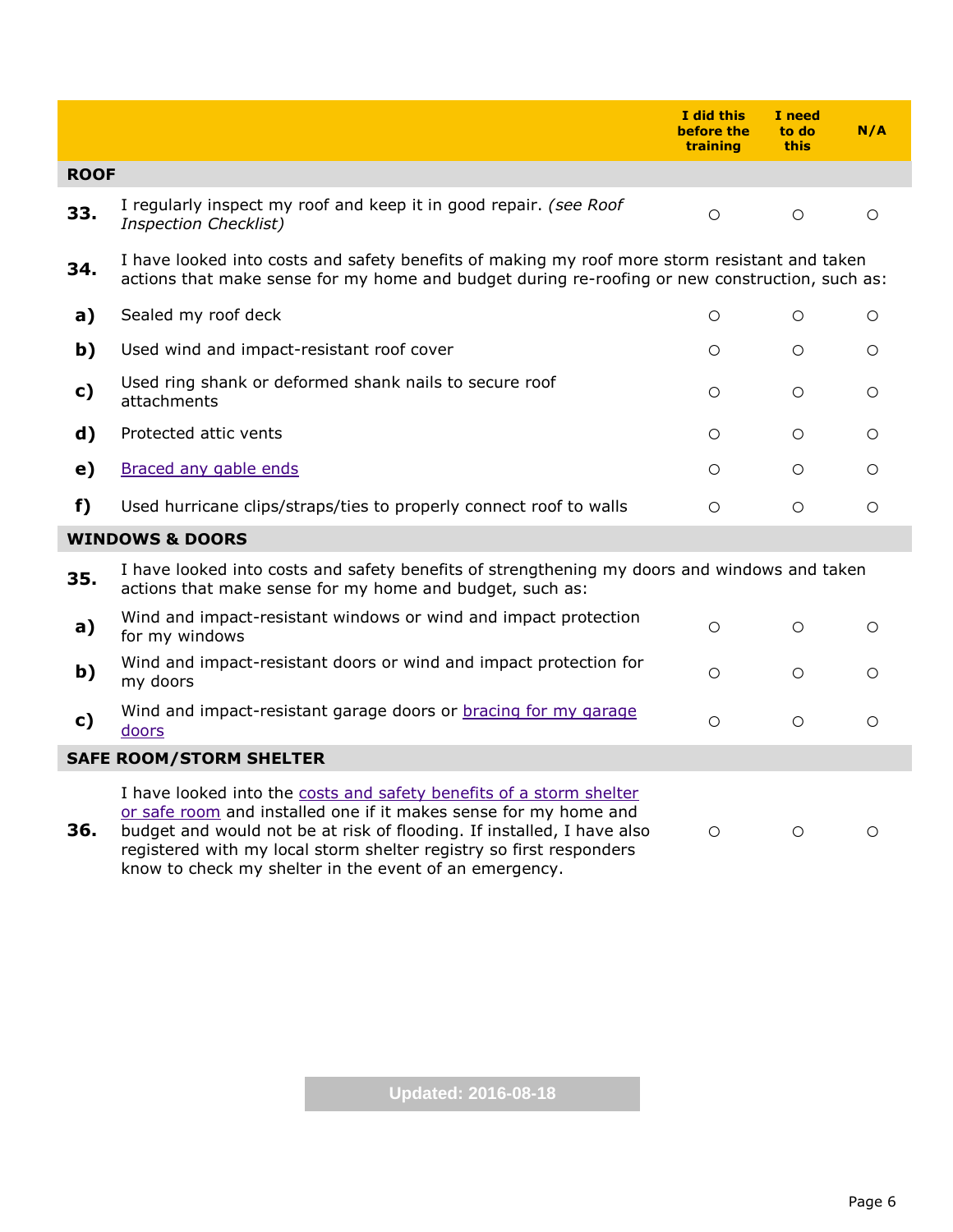| | | I did this before the training | I need to do this | N/A |
|---|---|---|---|---|
| **ROOF** | | | | |
| **33.** | I regularly inspect my roof and keep it in good repair. *(see Roof Inspection Checklist)* | ○ | ○ | ○ |
| **34.** | I have looked into costs and safety benefits of making my roof more storm resistant and taken actions that make sense for my home and budget during re-roofing or new construction, such as: | | | |
| **a)** | Sealed my roof deck | ○ | ○ | ○ |
| **b)** | Used wind and impact-resistant roof cover | ○ | ○ | ○ |
| **c)** | Used ring shank or deformed shank nails to secure roof attachments | ○ | ○ | ○ |
| **d)** | Protected attic vents | ○ | ○ | ○ |
| **e)** | Braced any gable ends | ○ | ○ | ○ |
| **f)** | Used hurricane clips/straps/ties to properly connect roof to walls | ○ | ○ | ○ |
| **WINDOWS & DOORS** | | | | |
| **35.** | I have looked into costs and safety benefits of strengthening my doors and windows and taken actions that make sense for my home and budget, such as: | | | |
| **a)** | Wind and impact-resistant windows or wind and impact protection for my windows | ○ | ○ | ○ |
| **b)** | Wind and impact-resistant doors or wind and impact protection for my doors | ○ | ○ | ○ |
| **c)** | Wind and impact-resistant garage doors or bracing for my garage doors | ○ | ○ | ○ |
| **SAFE ROOM/STORM SHELTER** | | | | |
| **36.** | I have looked into the costs and safety benefits of a storm shelter or safe room and installed one if it makes sense for my home and budget and would not be at risk of flooding. If installed, I have also registered with my local storm shelter registry so first responders know to check my shelter in the event of an emergency. | ○ | ○ | ○ |

Updated: 2016-08-18